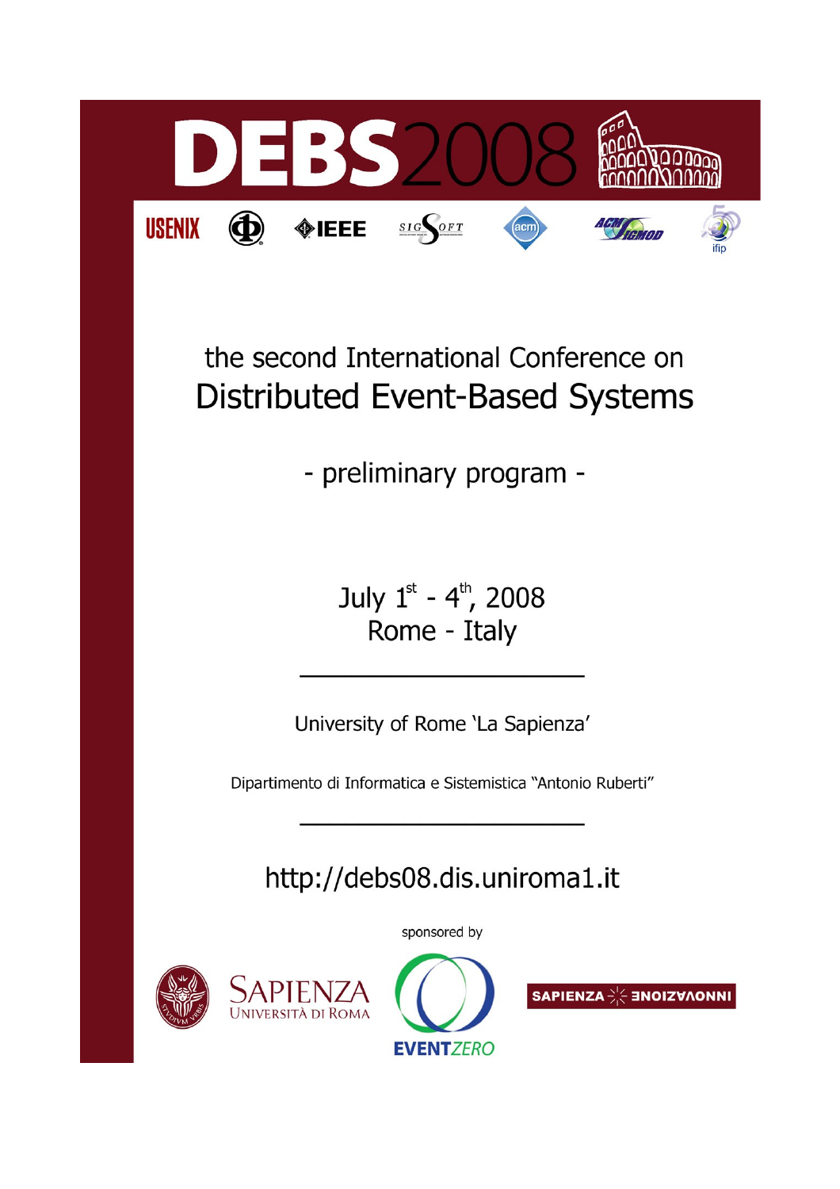# DEBS2008

USENIX · IEEE · SIGSOFT · acm · ACM SIGMOD · ifip

the second International Conference on

## Distributed Event-Based Systems

- preliminary program -

July 1st - 4th, 2008
Rome - Italy

---

University of Rome 'La Sapienza'

Dipartimento di Informatica e Sistemistica "Antonio Ruberti"

---

http://debs08.dis.uniroma1.it

sponsored by

SAPIENZA Università di Roma · EVENTZERO · SAPIENZA INNOVAZIONE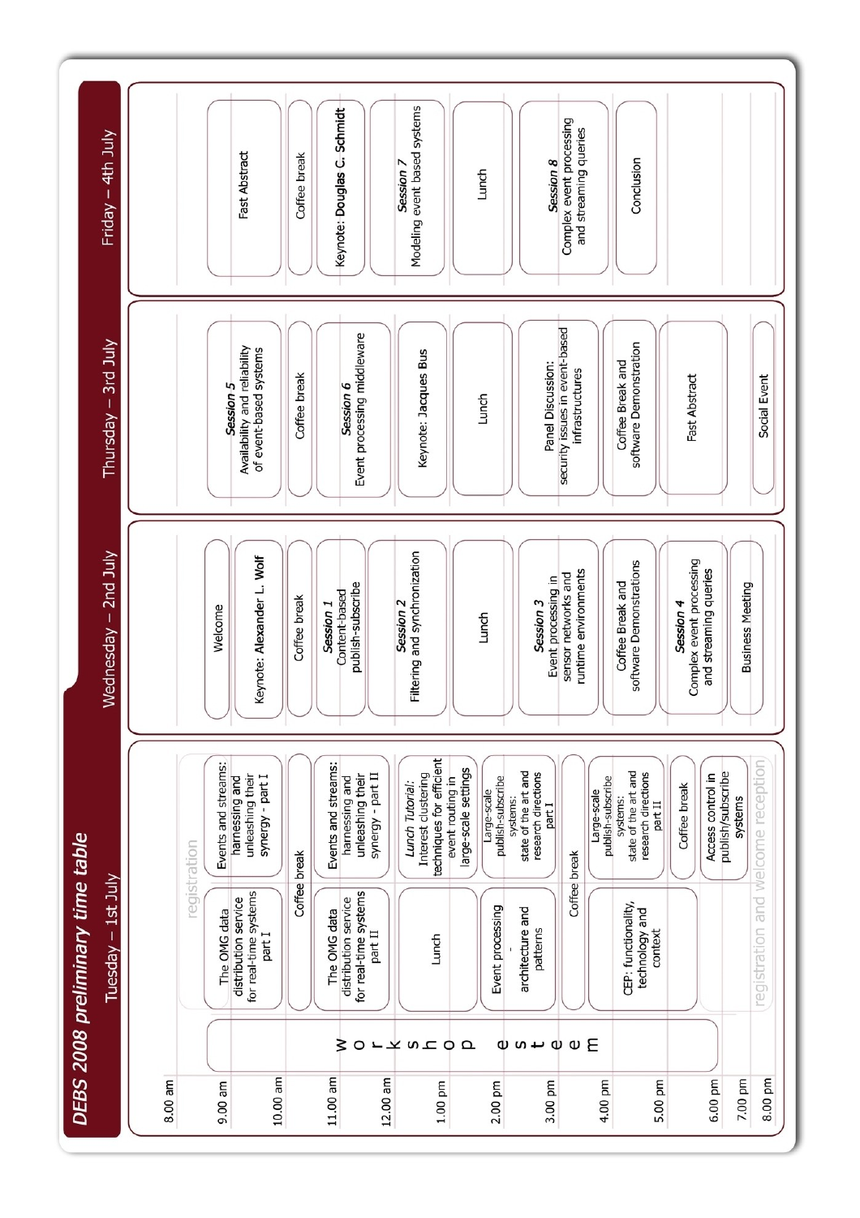# DEBS 2008 preliminary time table

## Tuesday – 1st July

- 8.00 am: registration
- 9.00 am – 10.30 am:
  - The OMG data distribution service for real-time systems part I
  - Events and streams: harnessing and unleashing their synergy - part I
- Coffee break
- 11.00 am – 12.30 pm:
  - The OMG data distribution service for real-time systems part II
  - Events and streams: harnessing and unleashing their synergy - part II
- 12.30 pm – 2.00 pm:
  - Lunch
  - *Lunch Tutorial:* Interest clustering techniques for efficient event routing in large-scale settings
- 2.00 pm – 3.30 pm:
  - Event processing - architecture and patterns
  - Large-scale publish-subscribe systems: state of the art and research directions part I
- Coffee break
- 4.00 pm – 5.30 pm:
  - CEP: functionality, technology and context
  - Large-scale publish-subscribe systems: state of the art and research directions part II
- Coffee break
- Access control in publish/subscribe systems
- registration and welcome reception

w o r k s h o p e s t e e m

## Wednesday – 2nd July

- Welcome
- Keynote: **Alexander L. Wolf**
- Coffee break
- *Session 1* Content-based publish-subscribe
- *Session 2* Filtering and synchronization
- Lunch
- *Session 3* Event processing in sensor networks and runtime environments
- Coffee Break and software Demonstrations
- *Session 4* Complex event processing and streaming queries
- Business Meeting

## Thursday – 3rd July

- *Session 5* Availability and reliability of event-based systems
- Coffee break
- *Session 6* Event processing middleware
- Keynote: **Jacques Bus**
- Lunch
- Panel Discussion: security issues in event-based infrastructures
- Coffee Break and software Demonstration
- Fast Abstract
- Social Event

## Friday – 4th July

- Fast Abstract
- Coffee break
- Keynote: **Douglas C. Schmidt**
- *Session 7* Modeling event based systems
- Lunch
- *Session 8* Complex event processing and streaming queries
- Conclusion

Times: 8.00 am, 9.00 am, 10.00 am, 11.00 am, 12.00 am, 1.00 pm, 2.00 pm, 3.00 pm, 4.00 pm, 5.00 pm, 6.00 pm, 7.00 pm, 8.00 pm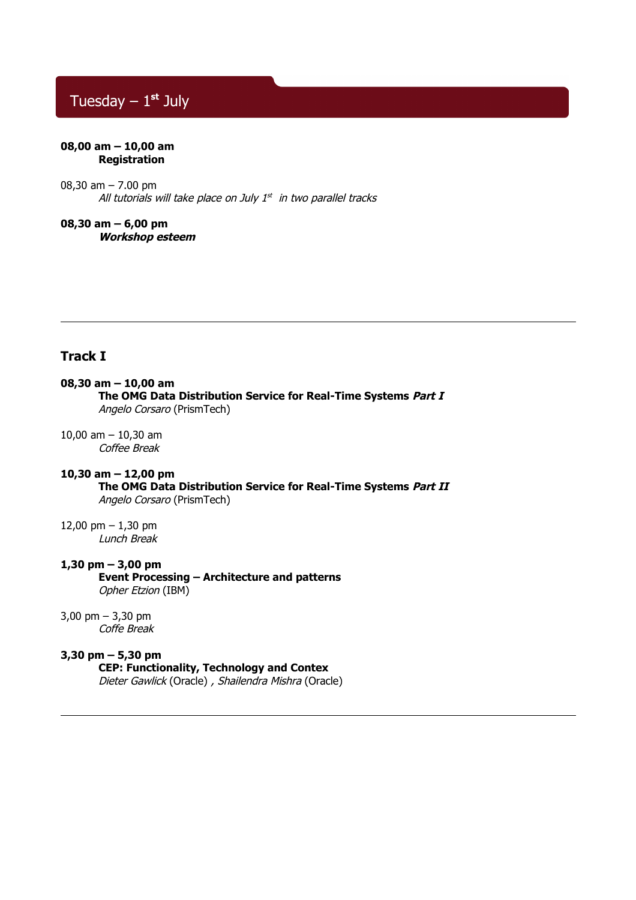## Tuesday – 1st July

**08,00 am – 10,00 am**
**Registration**

08,30 am – 7.00 pm
*All tutorials will take place on July 1st in two parallel tracks*

**08,30 am – 6,00 pm**
***Workshop esteem***

---

### Track I

**08,30 am – 10,00 am**
**The OMG Data Distribution Service for Real-Time Systems *Part I***
*Angelo Corsaro* (PrismTech)

10,00 am – 10,30 am
*Coffee Break*

**10,30 am – 12,00 pm**
**The OMG Data Distribution Service for Real-Time Systems *Part II***
*Angelo Corsaro* (PrismTech)

12,00 pm – 1,30 pm
*Lunch Break*

**1,30 pm – 3,00 pm**
**Event Processing – Architecture and patterns**
*Opher Etzion* (IBM)

3,00 pm – 3,30 pm
*Coffe Break*

**3,30 pm – 5,30 pm**
**CEP: Functionality, Technology and Contex**
*Dieter Gawlick* (Oracle) , *Shailendra Mishra* (Oracle)

---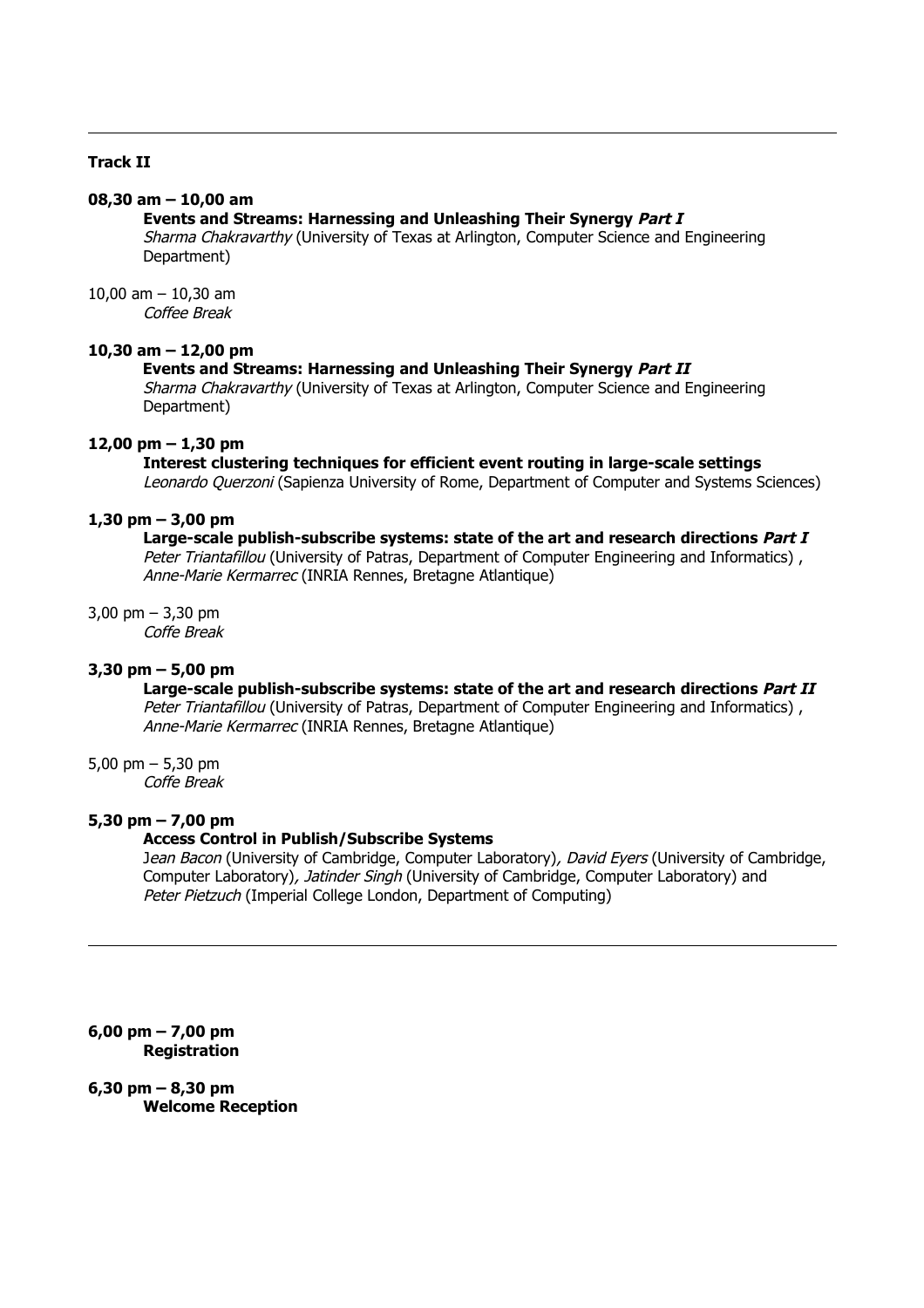---

**Track II**

**08,30 am – 10,00 am**

**Events and Streams: Harnessing and Unleashing Their Synergy *Part I***
*Sharma Chakravarthy* (University of Texas at Arlington, Computer Science and Engineering Department)

10,00 am – 10,30 am
*Coffee Break*

**10,30 am – 12,00 pm**

**Events and Streams: Harnessing and Unleashing Their Synergy *Part II***
*Sharma Chakravarthy* (University of Texas at Arlington, Computer Science and Engineering Department)

**12,00 pm – 1,30 pm**

**Interest clustering techniques for efficient event routing in large-scale settings**
*Leonardo Querzoni* (Sapienza University of Rome, Department of Computer and Systems Sciences)

**1,30 pm – 3,00 pm**

**Large-scale publish-subscribe systems: state of the art and research directions *Part I***
*Peter Triantafillou* (University of Patras, Department of Computer Engineering and Informatics) , *Anne-Marie Kermarrec* (INRIA Rennes, Bretagne Atlantique)

3,00 pm – 3,30 pm
*Coffe Break*

**3,30 pm – 5,00 pm**

**Large-scale publish-subscribe systems: state of the art and research directions *Part II***
*Peter Triantafillou* (University of Patras, Department of Computer Engineering and Informatics) , *Anne-Marie Kermarrec* (INRIA Rennes, Bretagne Atlantique)

5,00 pm – 5,30 pm
*Coffe Break*

**5,30 pm – 7,00 pm**

**Access Control in Publish/Subscribe Systems**
J*ean Bacon* (University of Cambridge, Computer Laboratory)*, David Eyers* (University of Cambridge, Computer Laboratory)*, Jatinder Singh* (University of Cambridge, Computer Laboratory) and *Peter Pietzuch* (Imperial College London, Department of Computing)

---

**6,00 pm – 7,00 pm**
**Registration**

**6,30 pm – 8,30 pm**
**Welcome Reception**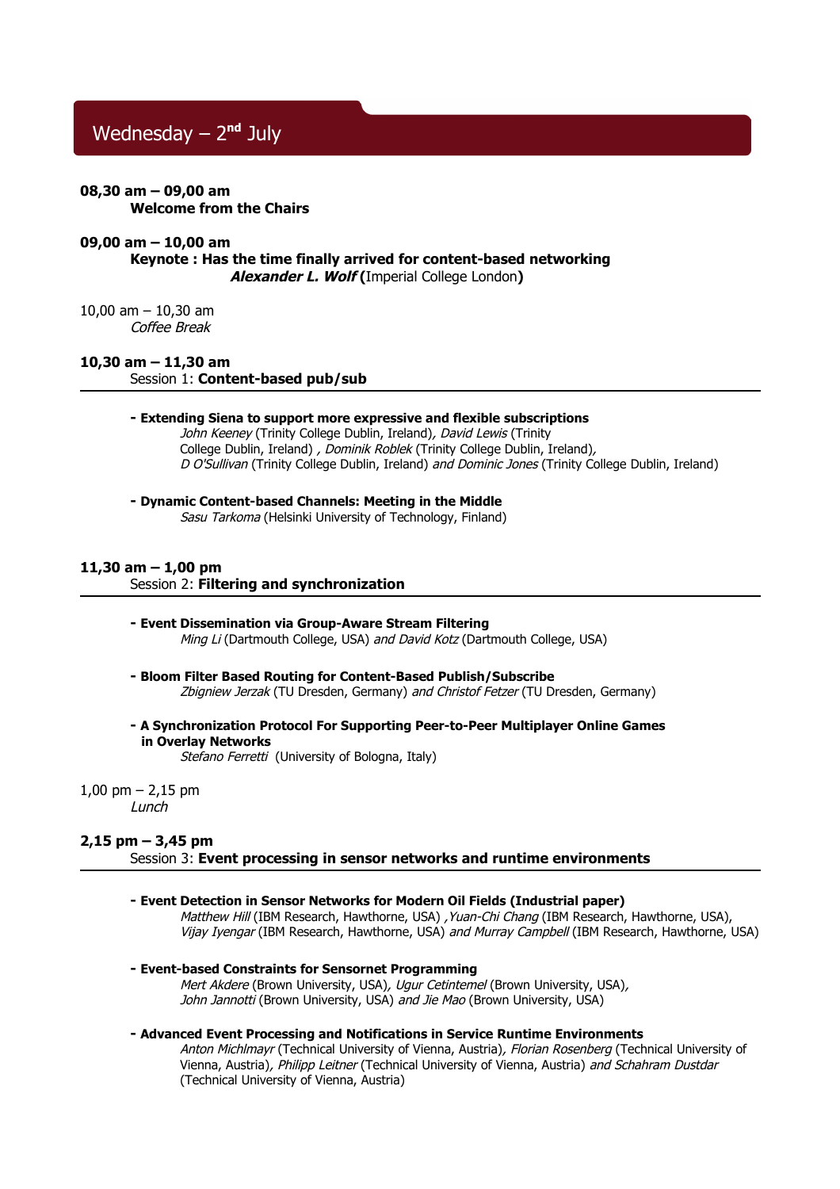# Wednesday – 2nd July

**08,30 am – 09,00 am**
**Welcome from the Chairs**

**09,00 am – 10,00 am**
**Keynote : Has the time finally arrived for content-based networking**
***Alexander L. Wolf*** **(**Imperial College London**)**

10,00 am – 10,30 am
*Coffee Break*

**10,30 am – 11,30 am**
Session 1: **Content-based pub/sub**

---

**- Extending Siena to support more expressive and flexible subscriptions**
*John Keeney* (Trinity College Dublin, Ireland)*, David Lewis* (Trinity College Dublin, Ireland) *, Dominik Roblek* (Trinity College Dublin, Ireland)*,*
*D O'Sullivan* (Trinity College Dublin, Ireland) *and Dominic Jones* (Trinity College Dublin, Ireland)

**- Dynamic Content-based Channels: Meeting in the Middle**
*Sasu Tarkoma* (Helsinki University of Technology, Finland)

**11,30 am – 1,00 pm**
Session 2: **Filtering and synchronization**

---

**- Event Dissemination via Group-Aware Stream Filtering**
*Ming Li* (Dartmouth College, USA) *and David Kotz* (Dartmouth College, USA)

**- Bloom Filter Based Routing for Content-Based Publish/Subscribe**
*Zbigniew Jerzak* (TU Dresden, Germany) *and Christof Fetzer* (TU Dresden, Germany)

**- A Synchronization Protocol For Supporting Peer-to-Peer Multiplayer Online Games in Overlay Networks**
*Stefano Ferretti* (University of Bologna, Italy)

1,00 pm – 2,15 pm
*Lunch*

**2,15 pm – 3,45 pm**
Session 3: **Event processing in sensor networks and runtime environments**

---

**- Event Detection in Sensor Networks for Modern Oil Fields (Industrial paper)**
*Matthew Hill* (IBM Research, Hawthorne, USA) *,Yuan-Chi Chang* (IBM Research, Hawthorne, USA),
*Vijay Iyengar* (IBM Research, Hawthorne, USA) *and Murray Campbell* (IBM Research, Hawthorne, USA)

**- Event-based Constraints for Sensornet Programming**
*Mert Akdere* (Brown University, USA)*, Ugur Cetintemel* (Brown University, USA)*,*
*John Jannotti* (Brown University, USA) *and Jie Mao* (Brown University, USA)

**- Advanced Event Processing and Notifications in Service Runtime Environments**
*Anton Michlmayr* (Technical University of Vienna, Austria)*, Florian Rosenberg* (Technical University of Vienna, Austria)*, Philipp Leitner* (Technical University of Vienna, Austria) *and Schahram Dustdar* (Technical University of Vienna, Austria)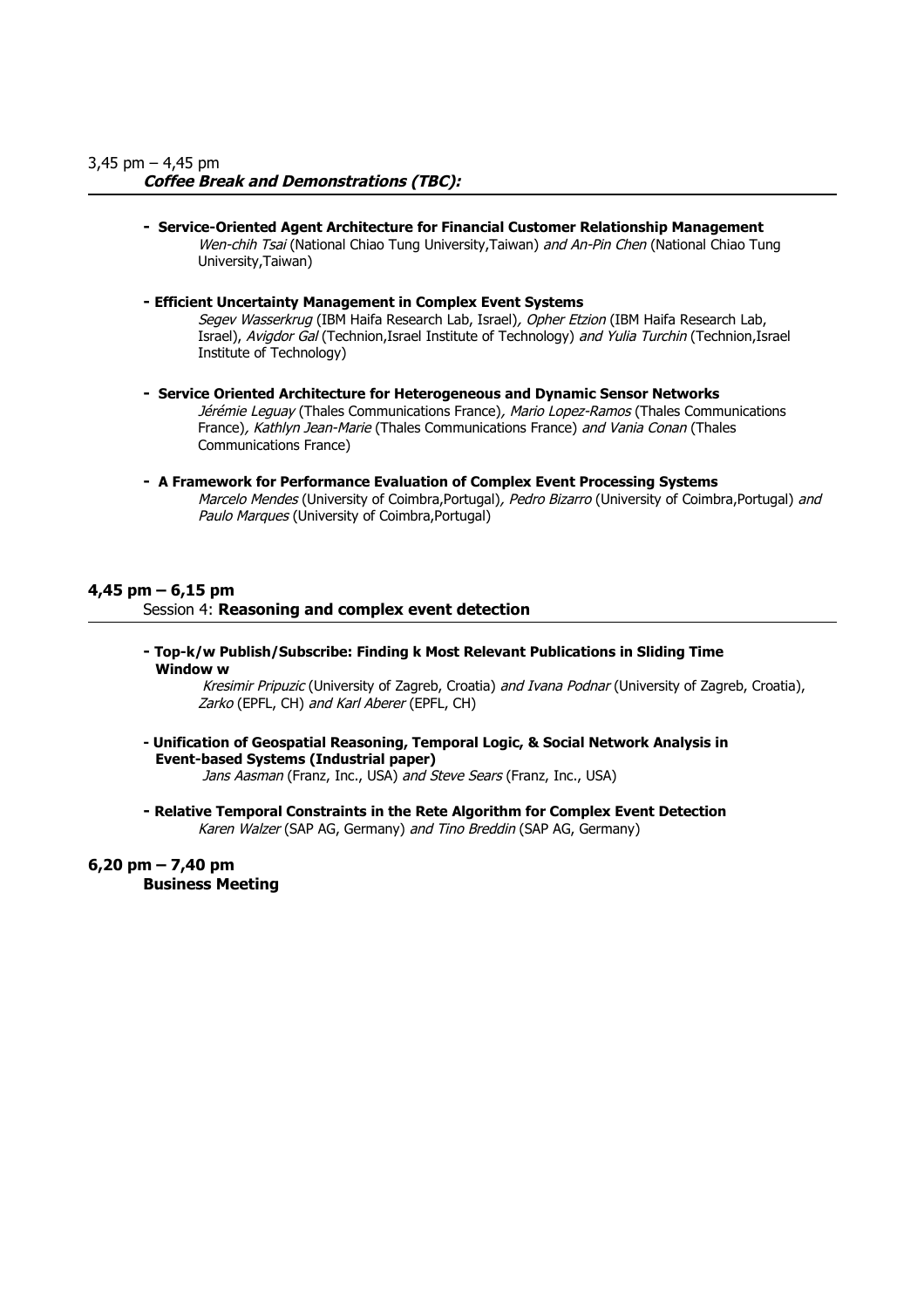3,45 pm – 4,45 pm
***Coffee Break and Demonstrations (TBC):***

- **Service-Oriented Agent Architecture for Financial Customer Relationship Management**
  *Wen-chih Tsai* (National Chiao Tung University,Taiwan) *and An-Pin Chen* (National Chiao Tung University,Taiwan)

- **Efficient Uncertainty Management in Complex Event Systems**
  *Segev Wasserkrug* (IBM Haifa Research Lab, Israel)*, Opher Etzion* (IBM Haifa Research Lab, Israel), *Avigdor Gal* (Technion,Israel Institute of Technology) *and Yulia Turchin* (Technion,Israel Institute of Technology)

- **Service Oriented Architecture for Heterogeneous and Dynamic Sensor Networks**
  *Jérémie Leguay* (Thales Communications France)*, Mario Lopez-Ramos* (Thales Communications France)*, Kathlyn Jean-Marie* (Thales Communications France) *and Vania Conan* (Thales Communications France)

- **A Framework for Performance Evaluation of Complex Event Processing Systems**
  *Marcelo Mendes* (University of Coimbra,Portugal)*, Pedro Bizarro* (University of Coimbra,Portugal) *and Paulo Marques* (University of Coimbra,Portugal)

**4,45 pm – 6,15 pm**
Session 4: **Reasoning and complex event detection**

- **Top-k/w Publish/Subscribe: Finding k Most Relevant Publications in Sliding Time Window w**
  *Kresimir Pripuzic* (University of Zagreb, Croatia) *and Ivana Podnar* (University of Zagreb, Croatia), *Zarko* (EPFL, CH) *and Karl Aberer* (EPFL, CH)

- **Unification of Geospatial Reasoning, Temporal Logic, & Social Network Analysis in Event-based Systems (Industrial paper)**
  *Jans Aasman* (Franz, Inc., USA) *and Steve Sears* (Franz, Inc., USA)

- **Relative Temporal Constraints in the Rete Algorithm for Complex Event Detection**
  *Karen Walzer* (SAP AG, Germany) *and Tino Breddin* (SAP AG, Germany)

**6,20 pm – 7,40 pm**
**Business Meeting**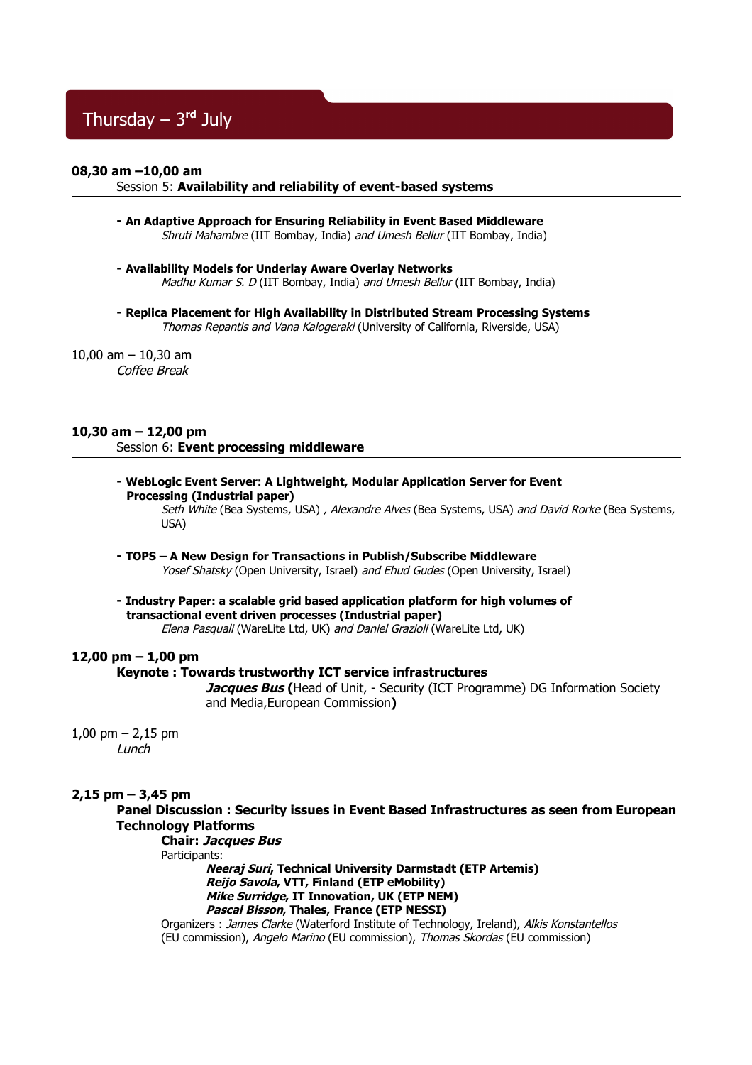# Thursday – 3rd July

**08,30 am –10,00 am**
Session 5: **Availability and reliability of event-based systems**

- **An Adaptive Approach for Ensuring Reliability in Event Based Middleware**
  *Shruti Mahambre* (IIT Bombay, India) *and Umesh Bellur* (IIT Bombay, India)

- **Availability Models for Underlay Aware Overlay Networks**
  *Madhu Kumar S. D* (IIT Bombay, India) *and Umesh Bellur* (IIT Bombay, India)

- **Replica Placement for High Availability in Distributed Stream Processing Systems**
  *Thomas Repantis and Vana Kalogeraki* (University of California, Riverside, USA)

10,00 am – 10,30 am
*Coffee Break*

**10,30 am – 12,00 pm**
Session 6: **Event processing middleware**

- **WebLogic Event Server: A Lightweight, Modular Application Server for Event Processing (Industrial paper)**
  *Seth White* (Bea Systems, USA) *, Alexandre Alves* (Bea Systems, USA) *and David Rorke* (Bea Systems, USA)

- **TOPS – A New Design for Transactions in Publish/Subscribe Middleware**
  *Yosef Shatsky* (Open University, Israel) *and Ehud Gudes* (Open University, Israel)

- **Industry Paper: a scalable grid based application platform for high volumes of transactional event driven processes (Industrial paper)**
  *Elena Pasquali* (WareLite Ltd, UK) *and Daniel Grazioli* (WareLite Ltd, UK)

**12,00 pm – 1,00 pm**
**Keynote : Towards trustworthy ICT service infrastructures**
***Jacques Bus*** **(**Head of Unit, - Security (ICT Programme) DG Information Society and Media,European Commission**)**

1,00 pm – 2,15 pm
*Lunch*

**2,15 pm – 3,45 pm**
**Panel Discussion : Security issues in Event Based Infrastructures as seen from European Technology Platforms**
**Chair: *Jacques Bus***
Participants:
***Neeraj Suri*, Technical University Darmstadt (ETP Artemis)**
***Reijo Savola*, VTT, Finland (ETP eMobility)**
***Mike Surridge*, IT Innovation, UK (ETP NEM)**
***Pascal Bisson*, Thales, France (ETP NESSI)**
Organizers : *James Clarke* (Waterford Institute of Technology, Ireland), *Alkis Konstantellos* (EU commission), *Angelo Marino* (EU commission), *Thomas Skordas* (EU commission)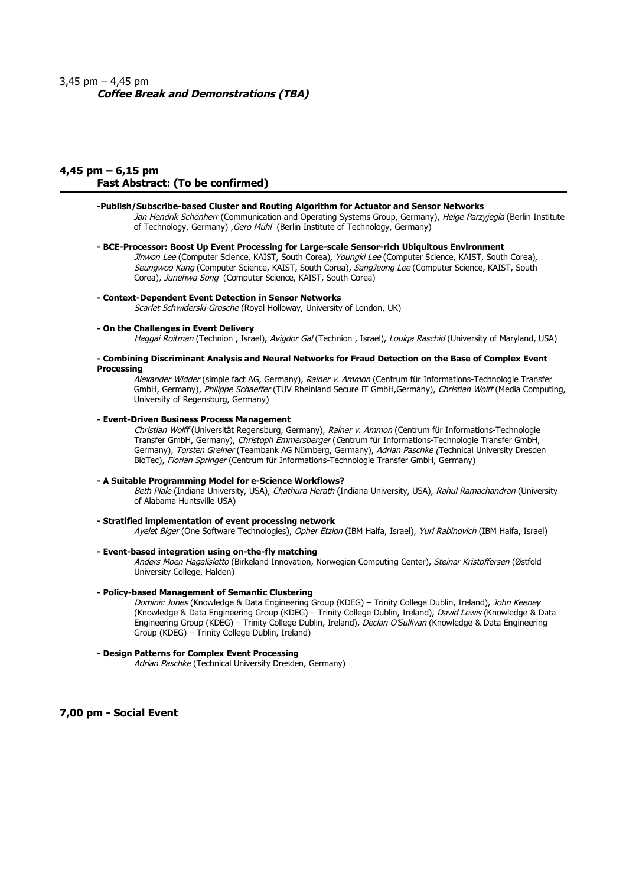3,45 pm – 4,45 pm

***Coffee Break and Demonstrations (TBA)***

## 4,45 pm – 6,15 pm
**Fast Abstract: (To be confirmed)**

**-Publish/Subscribe-based Cluster and Routing Algorithm for Actuator and Sensor Networks**

*Jan Hendrik Schönherr* (Communication and Operating Systems Group, Germany), *Helge Parzyjegla* (Berlin Institute of Technology, Germany) ,*Gero Mühl* (Berlin Institute of Technology, Germany)

**- BCE-Processor: Boost Up Event Processing for Large-scale Sensor-rich Ubiquitous Environment**

*Jinwon Lee* (Computer Science, KAIST, South Corea), *Youngki Lee* (Computer Science, KAIST, South Corea), *Seungwoo Kang* (Computer Science, KAIST, South Corea), *SangJeong Lee* (Computer Science, KAIST, South Corea), *Junehwa Song* (Computer Science, KAIST, South Corea)

**- Context-Dependent Event Detection in Sensor Networks**

*Scarlet Schwiderski-Grosche* (Royal Holloway, University of London, UK)

**- On the Challenges in Event Delivery**

*Haggai Roitman* (Technion , Israel), *Avigdor Gal* (Technion , Israel), *Louiqa Raschid* (University of Maryland, USA)

**- Combining Discriminant Analysis and Neural Networks for Fraud Detection on the Base of Complex Event Processing**

*Alexander Widder* (simple fact AG, Germany), *Rainer v. Ammon* (Centrum für Informations-Technologie Transfer GmbH, Germany), *Philippe Schaeffer* (TÜV Rheinland Secure iT GmbH,Germany), *Christian Wolff* (Media Computing, University of Regensburg, Germany)

**- Event-Driven Business Process Management**

*Christian Wolff* (Universität Regensburg, Germany), *Rainer v. Ammon* (Centrum für Informations-Technologie Transfer GmbH, Germany), *Christoph Emmersberger* (Centrum für Informations-Technologie Transfer GmbH, Germany), *Torsten Greiner* (Teambank AG Nürnberg, Germany), *Adrian Paschke* (Technical University Dresden BioTec), *Florian Springer* (Centrum für Informations-Technologie Transfer GmbH, Germany)

**- A Suitable Programming Model for e-Science Workflows?**

*Beth Plale* (Indiana University, USA), *Chathura Herath* (Indiana University, USA), *Rahul Ramachandran* (University of Alabama Huntsville USA)

**- Stratified implementation of event processing network**

*Ayelet Biger* (One Software Technologies), *Opher Etzion* (IBM Haifa, Israel), *Yuri Rabinovich* (IBM Haifa, Israel)

**- Event-based integration using on-the-fly matching**

*Anders Moen Hagalisletto* (Birkeland Innovation, Norwegian Computing Center), *Steinar Kristoffersen* (Østfold University College, Halden)

**- Policy-based Management of Semantic Clustering**

*Dominic Jones* (Knowledge & Data Engineering Group (KDEG) – Trinity College Dublin, Ireland), *John Keeney* (Knowledge & Data Engineering Group (KDEG) – Trinity College Dublin, Ireland), *David Lewis* (Knowledge & Data Engineering Group (KDEG) – Trinity College Dublin, Ireland), *Declan O'Sullivan* (Knowledge & Data Engineering Group (KDEG) – Trinity College Dublin, Ireland)

**- Design Patterns for Complex Event Processing**

*Adrian Paschke* (Technical University Dresden, Germany)

## 7,00 pm - Social Event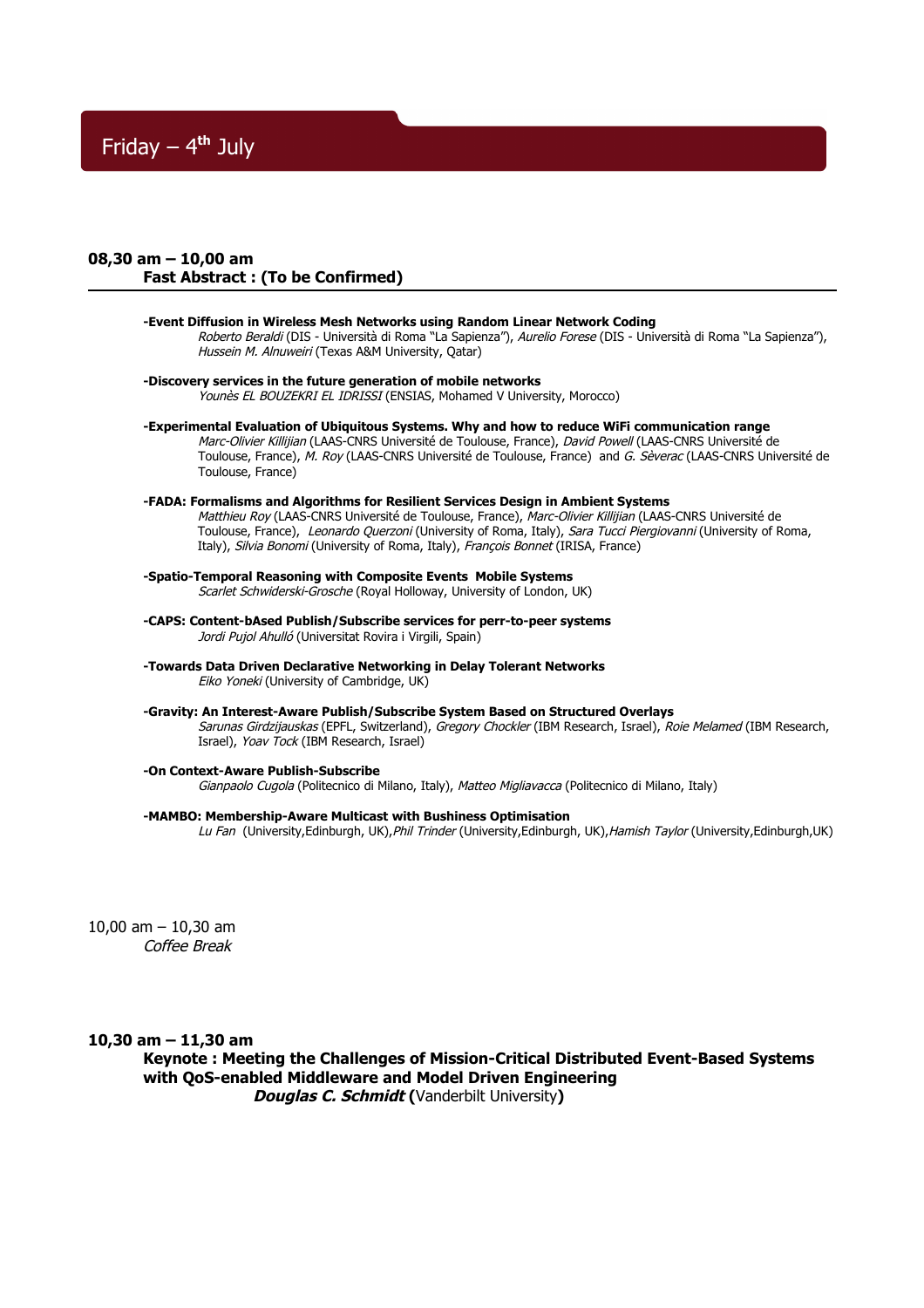# Friday – 4th July

**08,30 am – 10,00 am**
**Fast Abstract : (To be Confirmed)**

**-Event Diffusion in Wireless Mesh Networks using Random Linear Network Coding**
*Roberto Beraldi* (DIS - Università di Roma "La Sapienza"), *Aurelio Forese* (DIS - Università di Roma "La Sapienza"), *Hussein M. Alnuweiri* (Texas A&M University, Qatar)

**-Discovery services in the future generation of mobile networks**
*Younès EL BOUZEKRI EL IDRISSI* (ENSIAS, Mohamed V University, Morocco)

**-Experimental Evaluation of Ubiquitous Systems. Why and how to reduce WiFi communication range**
*Marc-Olivier Killijian* (LAAS-CNRS Université de Toulouse, France), *David Powell* (LAAS-CNRS Université de Toulouse, France), *M. Roy* (LAAS-CNRS Université de Toulouse, France) and *G. Sèverac* (LAAS-CNRS Université de Toulouse, France)

**-FADA: Formalisms and Algorithms for Resilient Services Design in Ambient Systems**
*Matthieu Roy* (LAAS-CNRS Université de Toulouse, France), *Marc-Olivier Killijian* (LAAS-CNRS Université de Toulouse, France), *Leonardo Querzoni* (University of Roma, Italy), *Sara Tucci Piergiovanni* (University of Roma, Italy), *Silvia Bonomi* (University of Roma, Italy), *François Bonnet* (IRISA, France)

**-Spatio-Temporal Reasoning with Composite Events Mobile Systems**
*Scarlet Schwiderski-Grosche* (Royal Holloway, University of London, UK)

**-CAPS: Content-bAsed Publish/Subscribe services for perr-to-peer systems**
*Jordi Pujol Ahulló* (Universitat Rovira i Virgili, Spain)

**-Towards Data Driven Declarative Networking in Delay Tolerant Networks**
*Eiko Yoneki* (University of Cambridge, UK)

**-Gravity: An Interest-Aware Publish/Subscribe System Based on Structured Overlays**
*Sarunas Girdzijauskas* (EPFL, Switzerland), *Gregory Chockler* (IBM Research, Israel), *Roie Melamed* (IBM Research, Israel), *Yoav Tock* (IBM Research, Israel)

**-On Context-Aware Publish-Subscribe**
*Gianpaolo Cugola* (Politecnico di Milano, Italy), *Matteo Migliavacca* (Politecnico di Milano, Italy)

**-MAMBO: Membership-Aware Multicast with Bushiness Optimisation**
*Lu Fan* (University,Edinburgh, UK),*Phil Trinder* (University,Edinburgh, UK),*Hamish Taylor* (University,Edinburgh,UK)

10,00 am – 10,30 am
*Coffee Break*

**10,30 am – 11,30 am**
**Keynote : Meeting the Challenges of Mission-Critical Distributed Event-Based Systems with QoS-enabled Middleware and Model Driven Engineering**
***Douglas C. Schmidt*** **(**Vanderbilt University**)**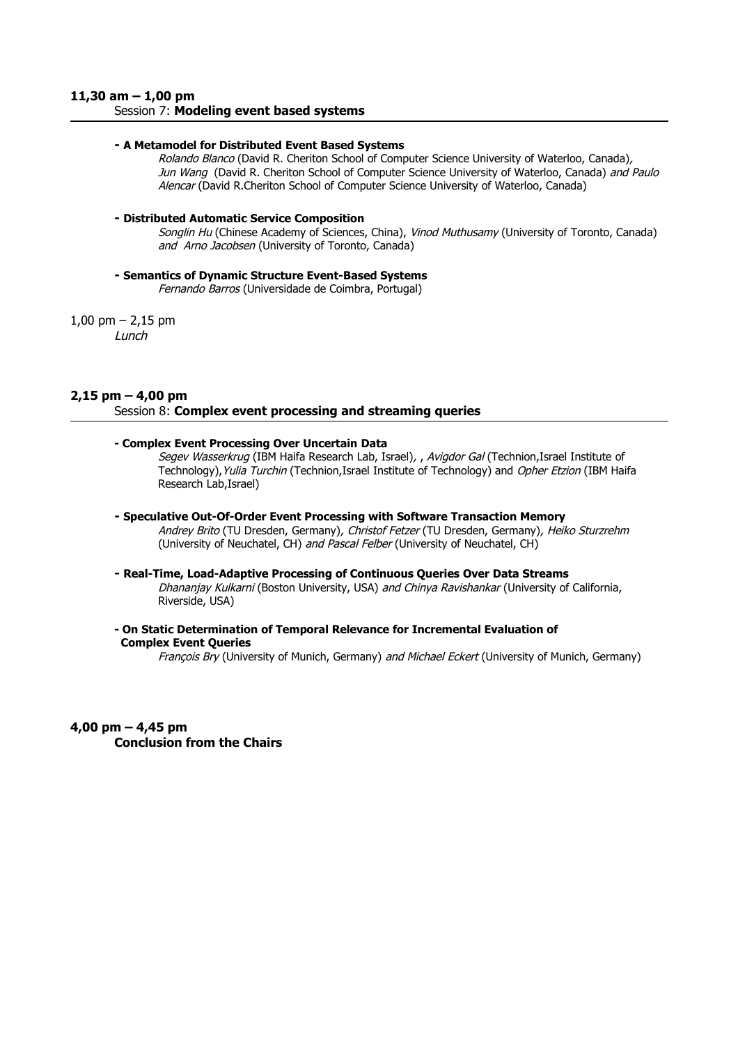**11,30 am – 1,00 pm**
Session 7: **Modeling event based systems**

**- A Metamodel for Distributed Event Based Systems**
*Rolando Blanco* (David R. Cheriton School of Computer Science University of Waterloo, Canada), *Jun Wang* (David R. Cheriton School of Computer Science University of Waterloo, Canada) *and Paulo Alencar* (David R.Cheriton School of Computer Science University of Waterloo, Canada)

**- Distributed Automatic Service Composition**
*Songlin Hu* (Chinese Academy of Sciences, China), *Vinod Muthusamy* (University of Toronto, Canada) *and Arno Jacobsen* (University of Toronto, Canada)

**- Semantics of Dynamic Structure Event-Based Systems**
*Fernando Barros* (Universidade de Coimbra, Portugal)

1,00 pm – 2,15 pm
*Lunch*

**2,15 pm – 4,00 pm**
Session 8: **Complex event processing and streaming queries**

**- Complex Event Processing Over Uncertain Data**
*Segev Wasserkrug* (IBM Haifa Research Lab, Israel), , *Avigdor Gal* (Technion,Israel Institute of Technology), *Yulia Turchin* (Technion,Israel Institute of Technology) and *Opher Etzion* (IBM Haifa Research Lab,Israel)

**- Speculative Out-Of-Order Event Processing with Software Transaction Memory**
*Andrey Brito* (TU Dresden, Germany), *Christof Fetzer* (TU Dresden, Germany), *Heiko Sturzrehm* (University of Neuchatel, CH) *and Pascal Felber* (University of Neuchatel, CH)

**- Real-Time, Load-Adaptive Processing of Continuous Queries Over Data Streams**
*Dhananjay Kulkarni* (Boston University, USA) *and Chinya Ravishankar* (University of California, Riverside, USA)

**- On Static Determination of Temporal Relevance for Incremental Evaluation of Complex Event Queries**
*François Bry* (University of Munich, Germany) *and Michael Eckert* (University of Munich, Germany)

**4,00 pm – 4,45 pm**
**Conclusion from the Chairs**